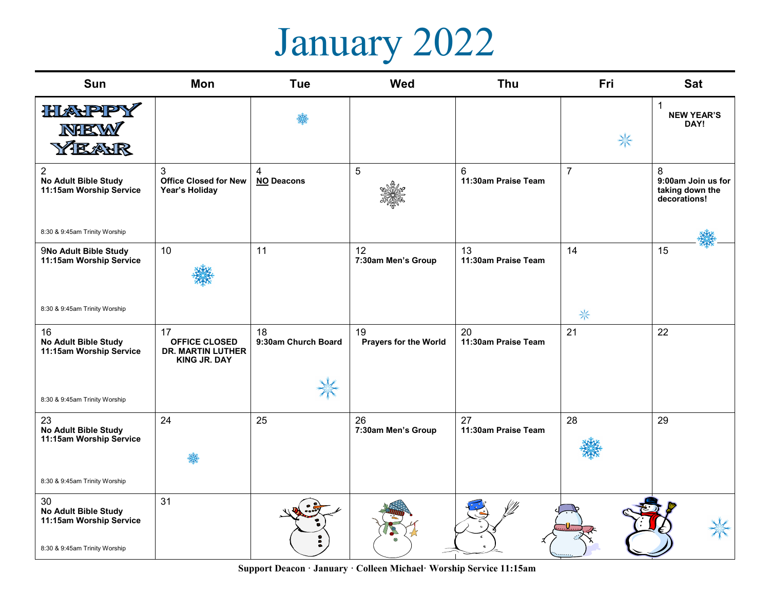# January 2022

| Sun | Mon | Tue | Wed | Thu | Fri | Sat |
|---|---|---|---|---|---|---|
| HAPPY NEW YEAR | | | | | | 1 **NEW YEAR'S DAY!** |
| 2 **No Adult Bible Study** **11:15am Worship Service** 8:30 & 9:45am Trinity Worship | 3 **Office Closed for New Year's Holiday** | 4 **NO Deacons** | 5 | 6 **11:30am Praise Team** | 7 | 8 **9:00am Join us for taking down the decorations!** |
| 9 **No Adult Bible Study** **11:15am Worship Service** 8:30 & 9:45am Trinity Worship | 10 | 11 | 12 **7:30am Men's Group** | 13 **11:30am Praise Team** | 14 | 15 |
| 16 **No Adult Bible Study** **11:15am Worship Service** 8:30 & 9:45am Trinity Worship | 17 **OFFICE CLOSED DR. MARTIN LUTHER KING JR. DAY** | 18 **9:30am Church Board** | 19 **Prayers for the World** | 20 **11:30am Praise Team** | 21 | 22 |
| 23 **No Adult Bible Study** **11:15am Worship Service** 8:30 & 9:45am Trinity Worship | 24 | 25 | 26 **7:30am Men's Group** | 27 **11:30am Praise Team** | 28 | 29 |
| 30 **No Adult Bible Study** **11:15am Worship Service** 8:30 & 9:45am Trinity Worship | 31 | | | | | |

**Support Deacon · January · Colleen Michael· Worship Service 11:15am**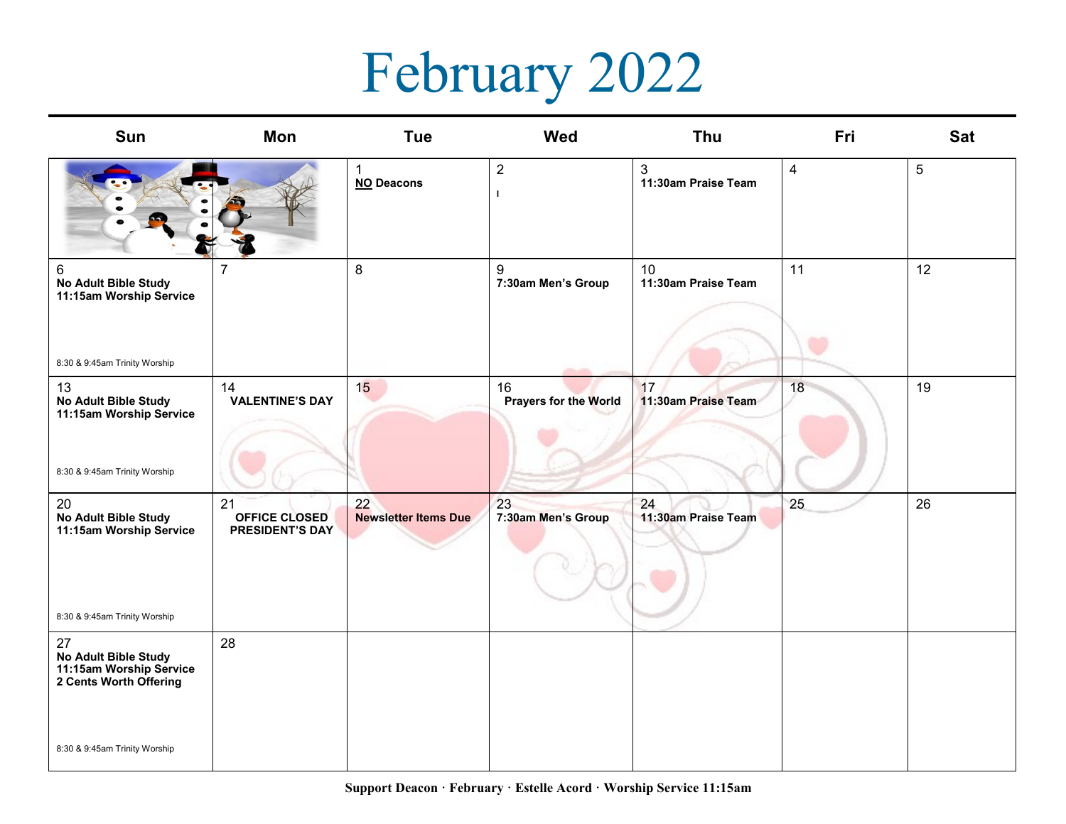# February 2022

| Sun | Mon | Tue | Wed | Thu | Fri | Sat |
|---|---|---|---|---|---|---|
| | | 1<br>**NO Deacons** | 2<br>I | 3<br>**11:30am Praise Team** | 4 | 5 |
| 6<br>**No Adult Bible Study**<br>**11:15am Worship Service**<br>8:30 & 9:45am Trinity Worship | 7 | 8 | 9<br>**7:30am Men's Group** | 10<br>**11:30am Praise Team** | 11 | 12 |
| 13<br>**No Adult Bible Study**<br>**11:15am Worship Service**<br>8:30 & 9:45am Trinity Worship | 14<br>**VALENTINE'S DAY** | 15 | 16<br>**Prayers for the World** | 17<br>**11:30am Praise Team** | 18 | 19 |
| 20<br>**No Adult Bible Study**<br>**11:15am Worship Service**<br>8:30 & 9:45am Trinity Worship | 21<br>**OFFICE CLOSED**<br>**PRESIDENT'S DAY** | 22<br>**Newsletter Items Due** | 23<br>**7:30am Men's Group** | 24<br>**11:30am Praise Team** | 25 | 26 |
| 27<br>**No Adult Bible Study**<br>**11:15am Worship Service**<br>**2 Cents Worth Offering**<br>8:30 & 9:45am Trinity Worship | 28 | | | | | |

**Support Deacon · February · Estelle Acord · Worship Service 11:15am**